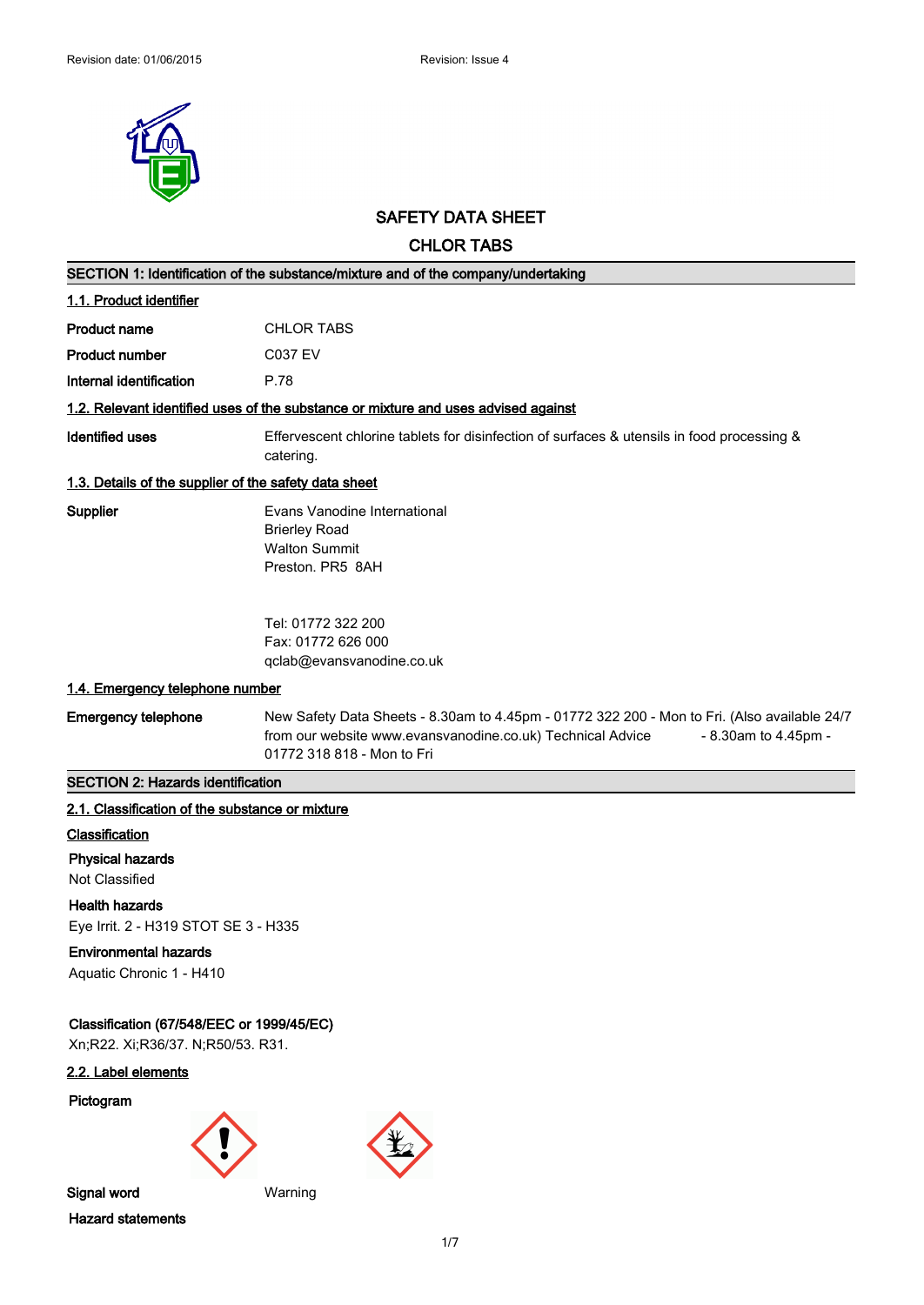Revision date: 01/06/2015 Revision: Issue 4

# SAFETY DATA SHEET

# CHLOR TABS

## SECTION 1: Identification of the substance/mixture and of the company/undertaking

### 1.1. Product identifier

| | |
|---|---|
| **Product name** | CHLOR TABS |
| **Product number** | C037 EV |
| **Internal identification** | P.78 |

### 1.2. Relevant identified uses of the substance or mixture and uses advised against

| | |
|---|---|
| **Identified uses** | Effervescent chlorine tablets for disinfection of surfaces & utensils in food processing & catering. |

### 1.3. Details of the supplier of the safety data sheet

**Supplier**

Evans Vanodine International
Brierley Road
Walton Summit
Preston. PR5 8AH

Tel: 01772 322 200
Fax: 01772 626 000
qclab@evansvanodine.co.uk

### 1.4. Emergency telephone number

**Emergency telephone**

New Safety Data Sheets - 8.30am to 4.45pm - 01772 322 200 - Mon to Fri. (Also available 24/7 from our website www.evansvanodine.co.uk) Technical Advice - 8.30am to 4.45pm - 01772 318 818 - Mon to Fri

## SECTION 2: Hazards identification

### 2.1. Classification of the substance or mixture

**Classification**

**Physical hazards**

Not Classified

**Health hazards**

Eye Irrit. 2 - H319 STOT SE 3 - H335

**Environmental hazards**

Aquatic Chronic 1 - H410

**Classification (67/548/EEC or 1999/45/EC)**

Xn;R22. Xi;R36/37. N;R50/53. R31.

### 2.2. Label elements

**Pictogram**

**Signal word** Warning

**Hazard statements**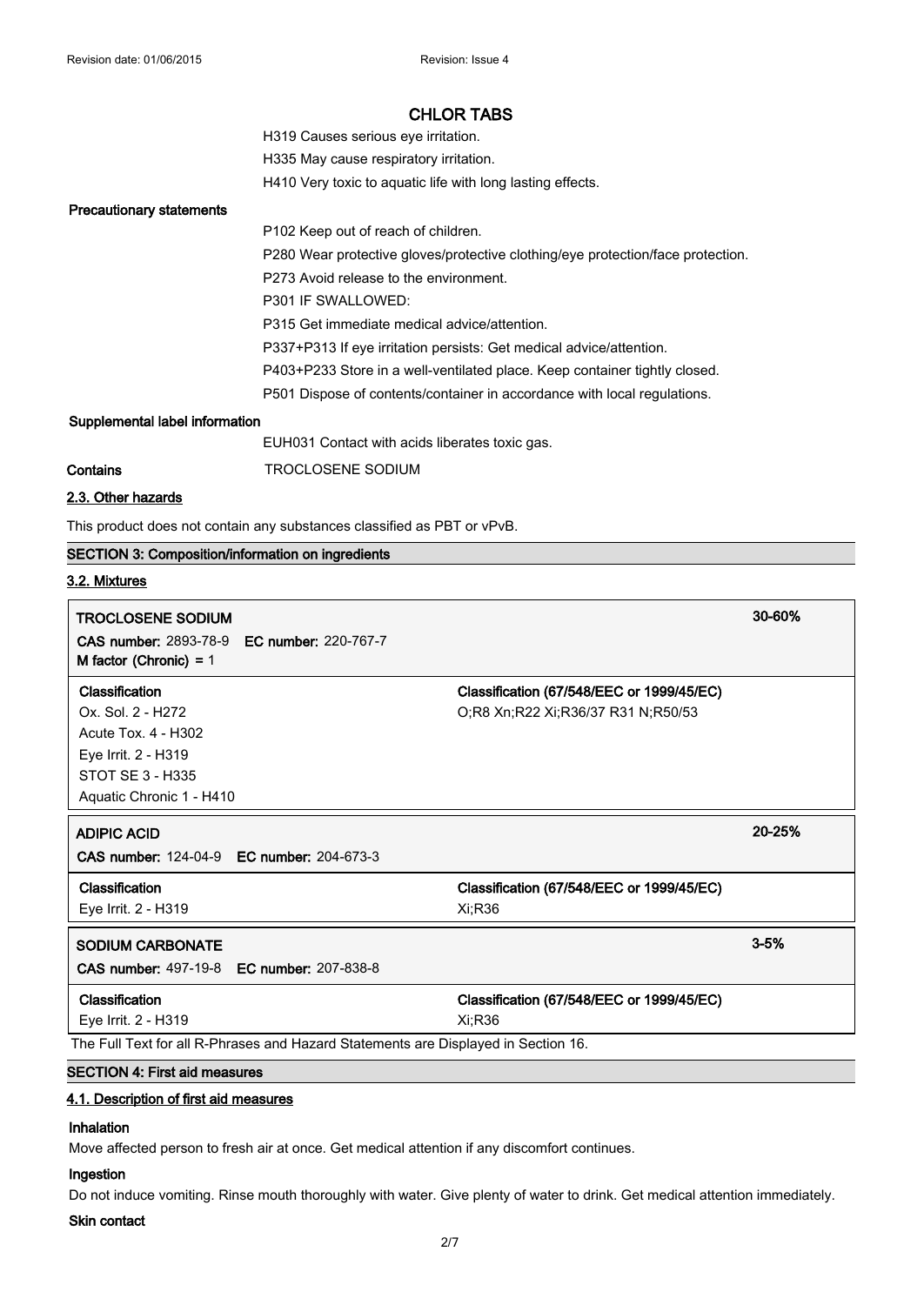H319 Causes serious eye irritation.

H335 May cause respiratory irritation.

H410 Very toxic to aquatic life with long lasting effects.

**Precautionary statements**

P102 Keep out of reach of children.

P280 Wear protective gloves/protective clothing/eye protection/face protection.

P273 Avoid release to the environment.

P301 IF SWALLOWED:

P315 Get immediate medical advice/attention.

P337+P313 If eye irritation persists: Get medical advice/attention.

P403+P233 Store in a well-ventilated place. Keep container tightly closed.

P501 Dispose of contents/container in accordance with local regulations.

**Supplemental label information**

EUH031 Contact with acids liberates toxic gas.

**Contains** TROCLOSENE SODIUM

## 2.3. Other hazards

This product does not contain any substances classified as PBT or vPvB.

## SECTION 3: Composition/information on ingredients

### 3.2. Mixtures

| **TROCLOSENE SODIUM**<br>**CAS number:** 2893-78-9 **EC number:** 220-767-7<br>**M factor (Chronic)** = 1 | | 30-60% |
|---|---|---|
| **Classification**<br>Ox. Sol. 2 - H272<br>Acute Tox. 4 - H302<br>Eye Irrit. 2 - H319<br>STOT SE 3 - H335<br>Aquatic Chronic 1 - H410 | **Classification (67/548/EEC or 1999/45/EC)**<br>O;R8 Xn;R22 Xi;R36/37 R31 N;R50/53 | |

| **ADIPIC ACID**<br>**CAS number:** 124-04-9 **EC number:** 204-673-3 | | 20-25% |
|---|---|---|
| **Classification**<br>Eye Irrit. 2 - H319 | **Classification (67/548/EEC or 1999/45/EC)**<br>Xi;R36 | |

| **SODIUM CARBONATE**<br>**CAS number:** 497-19-8 **EC number:** 207-838-8 | | 3-5% |
|---|---|---|
| **Classification**<br>Eye Irrit. 2 - H319 | **Classification (67/548/EEC or 1999/45/EC)**<br>Xi;R36 | |

The Full Text for all R-Phrases and Hazard Statements are Displayed in Section 16.

## SECTION 4: First aid measures

### 4.1. Description of first aid measures

**Inhalation**

Move affected person to fresh air at once. Get medical attention if any discomfort continues.

**Ingestion**

Do not induce vomiting. Rinse mouth thoroughly with water. Give plenty of water to drink. Get medical attention immediately.

**Skin contact**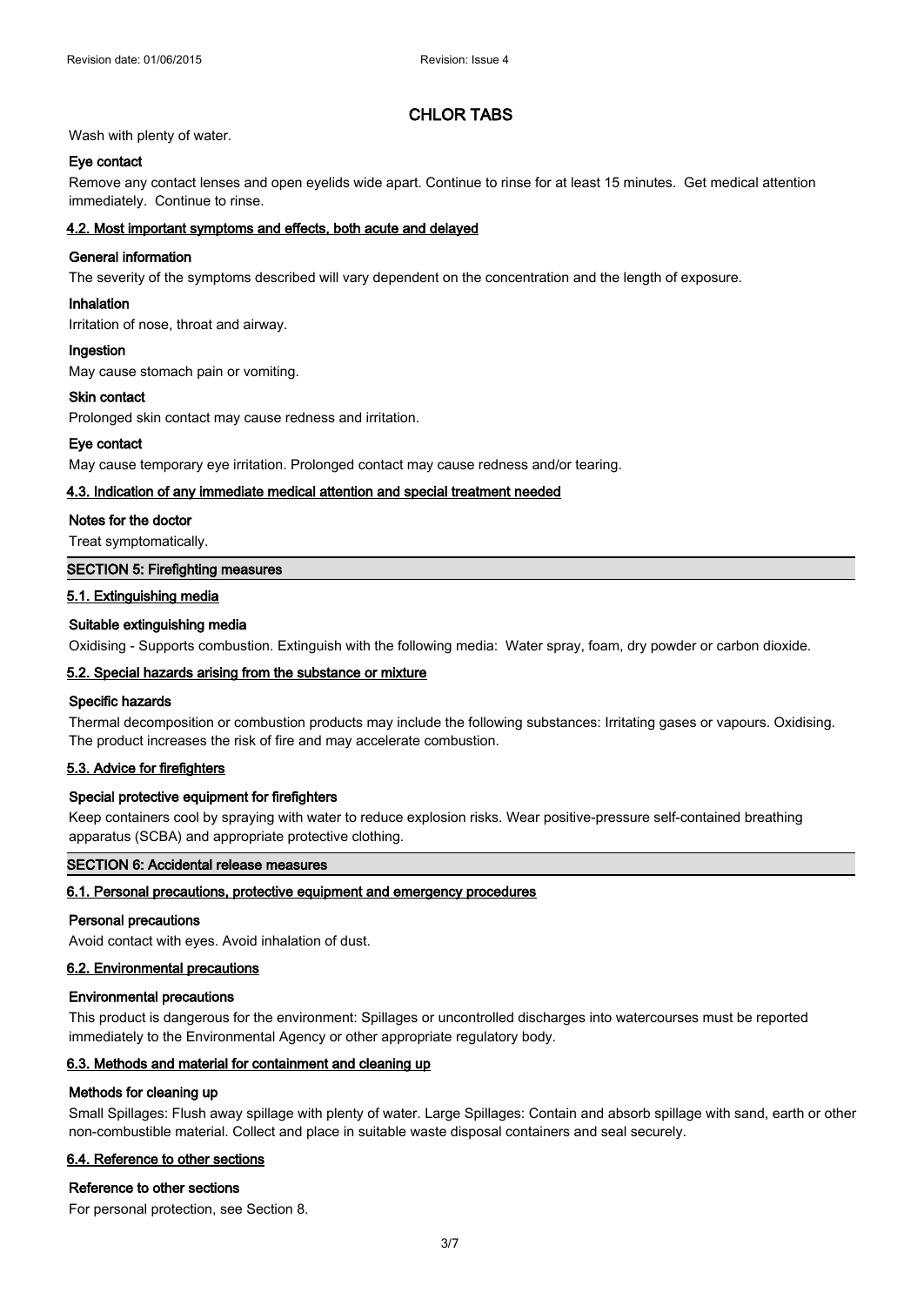Wash with plenty of water.

**Eye contact**

Remove any contact lenses and open eyelids wide apart. Continue to rinse for at least 15 minutes. Get medical attention immediately. Continue to rinse.

### 4.2. Most important symptoms and effects, both acute and delayed

**General information**

The severity of the symptoms described will vary dependent on the concentration and the length of exposure.

**Inhalation**

Irritation of nose, throat and airway.

**Ingestion**

May cause stomach pain or vomiting.

**Skin contact**

Prolonged skin contact may cause redness and irritation.

**Eye contact**

May cause temporary eye irritation. Prolonged contact may cause redness and/or tearing.

### 4.3. Indication of any immediate medical attention and special treatment needed

**Notes for the doctor**

Treat symptomatically.

## SECTION 5: Firefighting measures

### 5.1. Extinguishing media

**Suitable extinguishing media**

Oxidising - Supports combustion. Extinguish with the following media: Water spray, foam, dry powder or carbon dioxide.

### 5.2. Special hazards arising from the substance or mixture

**Specific hazards**

Thermal decomposition or combustion products may include the following substances: Irritating gases or vapours. Oxidising. The product increases the risk of fire and may accelerate combustion.

### 5.3. Advice for firefighters

**Special protective equipment for firefighters**

Keep containers cool by spraying with water to reduce explosion risks. Wear positive-pressure self-contained breathing apparatus (SCBA) and appropriate protective clothing.

## SECTION 6: Accidental release measures

### 6.1. Personal precautions, protective equipment and emergency procedures

**Personal precautions**

Avoid contact with eyes. Avoid inhalation of dust.

### 6.2. Environmental precautions

**Environmental precautions**

This product is dangerous for the environment: Spillages or uncontrolled discharges into watercourses must be reported immediately to the Environmental Agency or other appropriate regulatory body.

### 6.3. Methods and material for containment and cleaning up

**Methods for cleaning up**

Small Spillages: Flush away spillage with plenty of water. Large Spillages: Contain and absorb spillage with sand, earth or other non-combustible material. Collect and place in suitable waste disposal containers and seal securely.

### 6.4. Reference to other sections

**Reference to other sections**

For personal protection, see Section 8.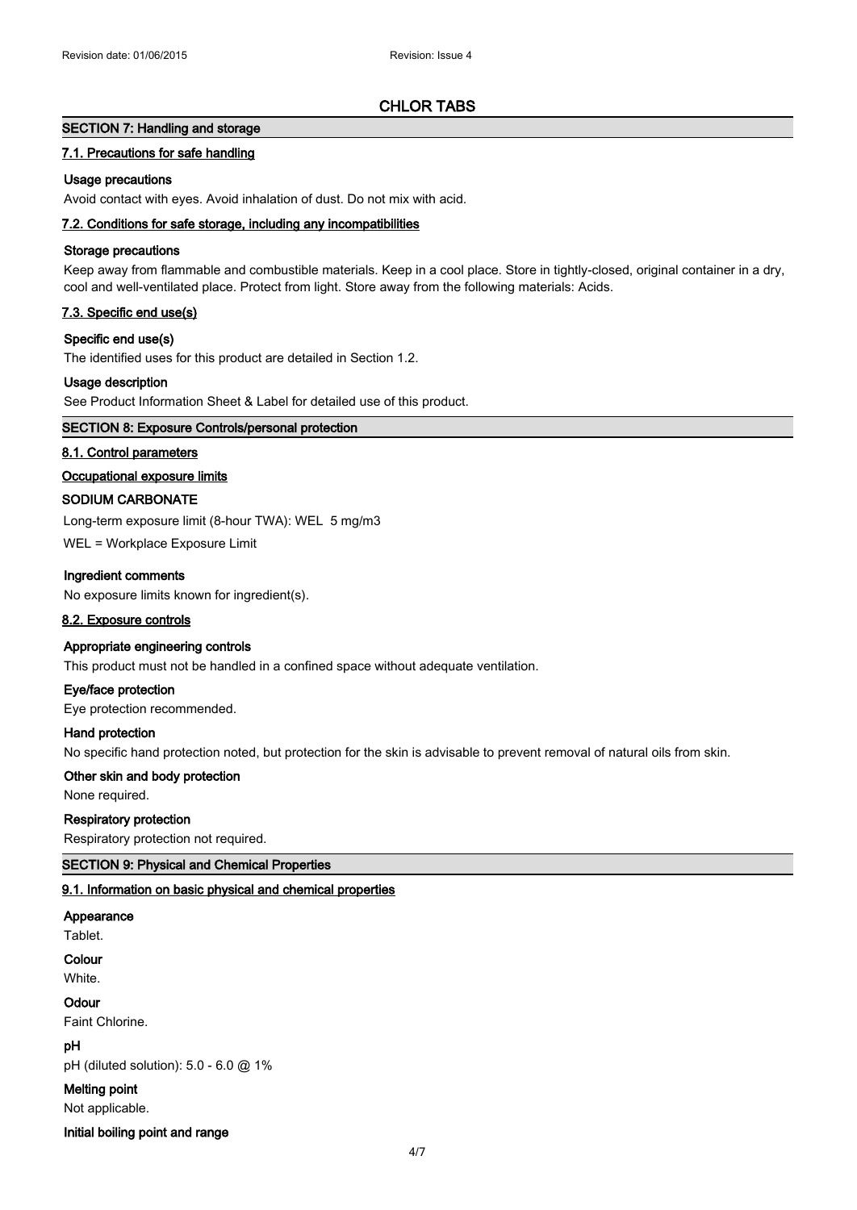# CHLOR TABS

## SECTION 7: Handling and storage

### 7.1. Precautions for safe handling

**Usage precautions**

Avoid contact with eyes. Avoid inhalation of dust. Do not mix with acid.

### 7.2. Conditions for safe storage, including any incompatibilities

**Storage precautions**

Keep away from flammable and combustible materials. Keep in a cool place. Store in tightly-closed, original container in a dry, cool and well-ventilated place. Protect from light. Store away from the following materials: Acids.

### 7.3. Specific end use(s)

**Specific end use(s)**

The identified uses for this product are detailed in Section 1.2.

**Usage description**

See Product Information Sheet & Label for detailed use of this product.

## SECTION 8: Exposure Controls/personal protection

### 8.1. Control parameters

**Occupational exposure limits**

**SODIUM CARBONATE**

Long-term exposure limit (8-hour TWA): WEL 5 mg/m3

WEL = Workplace Exposure Limit

**Ingredient comments**

No exposure limits known for ingredient(s).

### 8.2. Exposure controls

**Appropriate engineering controls**

This product must not be handled in a confined space without adequate ventilation.

**Eye/face protection**

Eye protection recommended.

**Hand protection**

No specific hand protection noted, but protection for the skin is advisable to prevent removal of natural oils from skin.

**Other skin and body protection**

None required.

**Respiratory protection**

Respiratory protection not required.

## SECTION 9: Physical and Chemical Properties

### 9.1. Information on basic physical and chemical properties

**Appearance**

Tablet.

**Colour**

White.

**Odour**

Faint Chlorine.

**pH**

pH (diluted solution): 5.0 - 6.0 @ 1%

**Melting point**

Not applicable.

**Initial boiling point and range**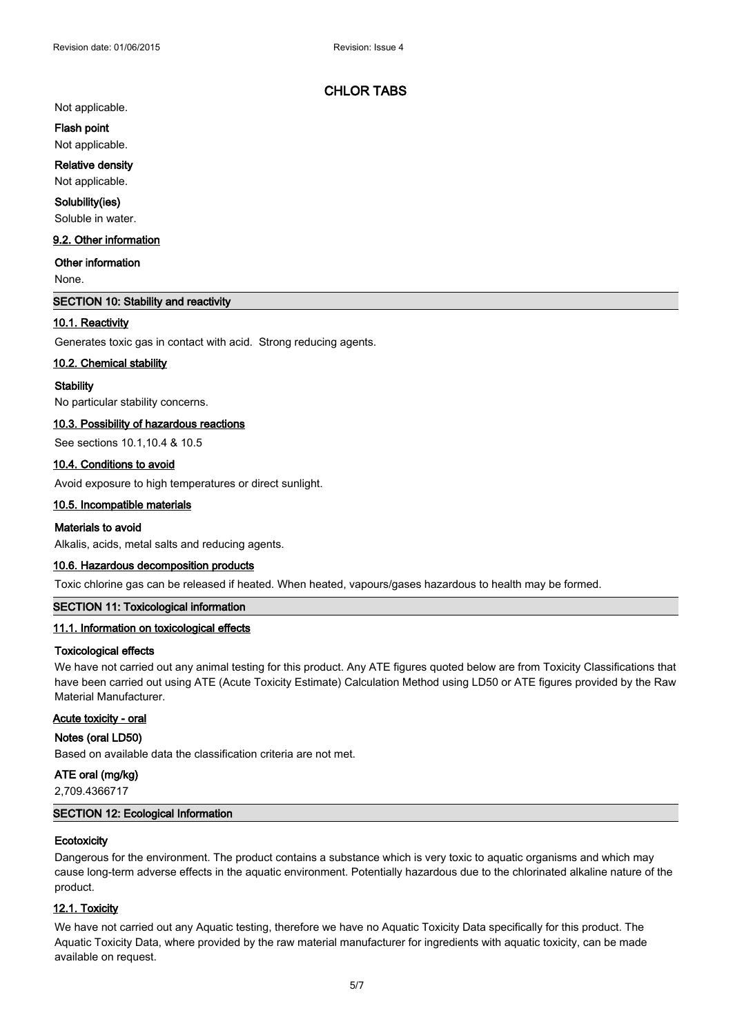# CHLOR TABS

Not applicable.

**Flash point**

Not applicable.

**Relative density**

Not applicable.

**Solubility(ies)**

Soluble in water.

**9.2. Other information**

**Other information**

None.

## SECTION 10: Stability and reactivity

**10.1. Reactivity**

Generates toxic gas in contact with acid. Strong reducing agents.

**10.2. Chemical stability**

**Stability**

No particular stability concerns.

**10.3. Possibility of hazardous reactions**

See sections 10.1,10.4 & 10.5

**10.4. Conditions to avoid**

Avoid exposure to high temperatures or direct sunlight.

**10.5. Incompatible materials**

**Materials to avoid**

Alkalis, acids, metal salts and reducing agents.

**10.6. Hazardous decomposition products**

Toxic chlorine gas can be released if heated. When heated, vapours/gases hazardous to health may be formed.

## SECTION 11: Toxicological information

**11.1. Information on toxicological effects**

**Toxicological effects**

We have not carried out any animal testing for this product. Any ATE figures quoted below are from Toxicity Classifications that have been carried out using ATE (Acute Toxicity Estimate) Calculation Method using LD50 or ATE figures provided by the Raw Material Manufacturer.

**Acute toxicity - oral**

**Notes (oral LD50)**

Based on available data the classification criteria are not met.

**ATE oral (mg/kg)**

2,709.4366717

## SECTION 12: Ecological Information

**Ecotoxicity**

Dangerous for the environment. The product contains a substance which is very toxic to aquatic organisms and which may cause long-term adverse effects in the aquatic environment. Potentially hazardous due to the chlorinated alkaline nature of the product.

**12.1. Toxicity**

We have not carried out any Aquatic testing, therefore we have no Aquatic Toxicity Data specifically for this product. The Aquatic Toxicity Data, where provided by the raw material manufacturer for ingredients with aquatic toxicity, can be made available on request.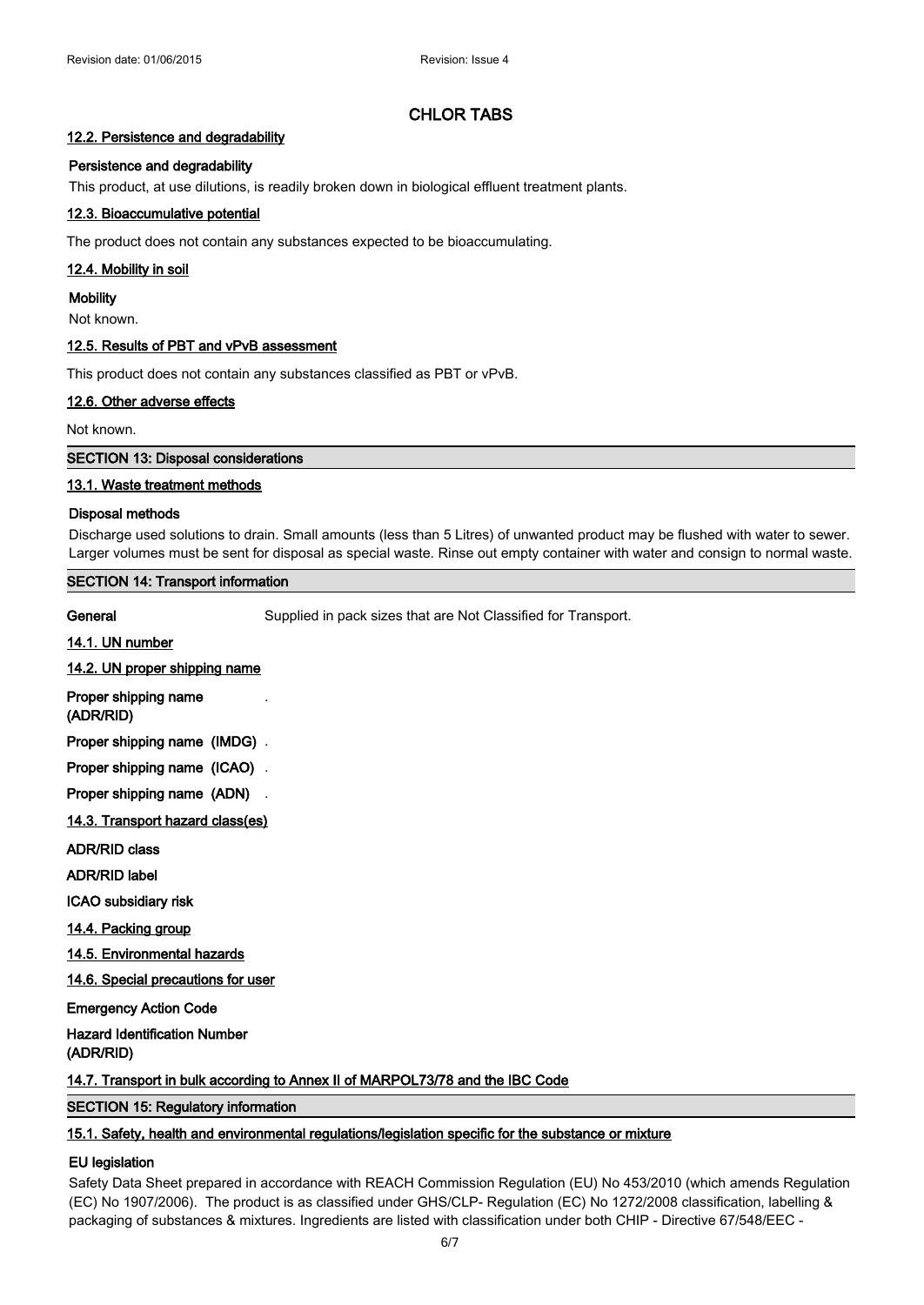## CHLOR TABS

### 12.2. Persistence and degradability

**Persistence and degradability**

This product, at use dilutions, is readily broken down in biological effluent treatment plants.

### 12.3. Bioaccumulative potential

The product does not contain any substances expected to be bioaccumulating.

### 12.4. Mobility in soil

**Mobility**

Not known.

### 12.5. Results of PBT and vPvB assessment

This product does not contain any substances classified as PBT or vPvB.

### 12.6. Other adverse effects

Not known.

## SECTION 13: Disposal considerations

### 13.1. Waste treatment methods

**Disposal methods**

Discharge used solutions to drain. Small amounts (less than 5 Litres) of unwanted product may be flushed with water to sewer. Larger volumes must be sent for disposal as special waste. Rinse out empty container with water and consign to normal waste.

## SECTION 14: Transport information

**General** Supplied in pack sizes that are Not Classified for Transport.

### 14.1. UN number

### 14.2. UN proper shipping name

**Proper shipping name (ADR/RID)** .

**Proper shipping name (IMDG)** .

**Proper shipping name (ICAO)** .

**Proper shipping name (ADN)** .

### 14.3. Transport hazard class(es)

**ADR/RID class**

**ADR/RID label**

**ICAO subsidiary risk**

### 14.4. Packing group

### 14.5. Environmental hazards

### 14.6. Special precautions for user

**Emergency Action Code**

**Hazard Identification Number (ADR/RID)**

### 14.7. Transport in bulk according to Annex II of MARPOL73/78 and the IBC Code

## SECTION 15: Regulatory information

### 15.1. Safety, health and environmental regulations/legislation specific for the substance or mixture

**EU legislation**

Safety Data Sheet prepared in accordance with REACH Commission Regulation (EU) No 453/2010 (which amends Regulation (EC) No 1907/2006). The product is as classified under GHS/CLP- Regulation (EC) No 1272/2008 classification, labelling & packaging of substances & mixtures. Ingredients are listed with classification under both CHIP - Directive 67/548/EEC -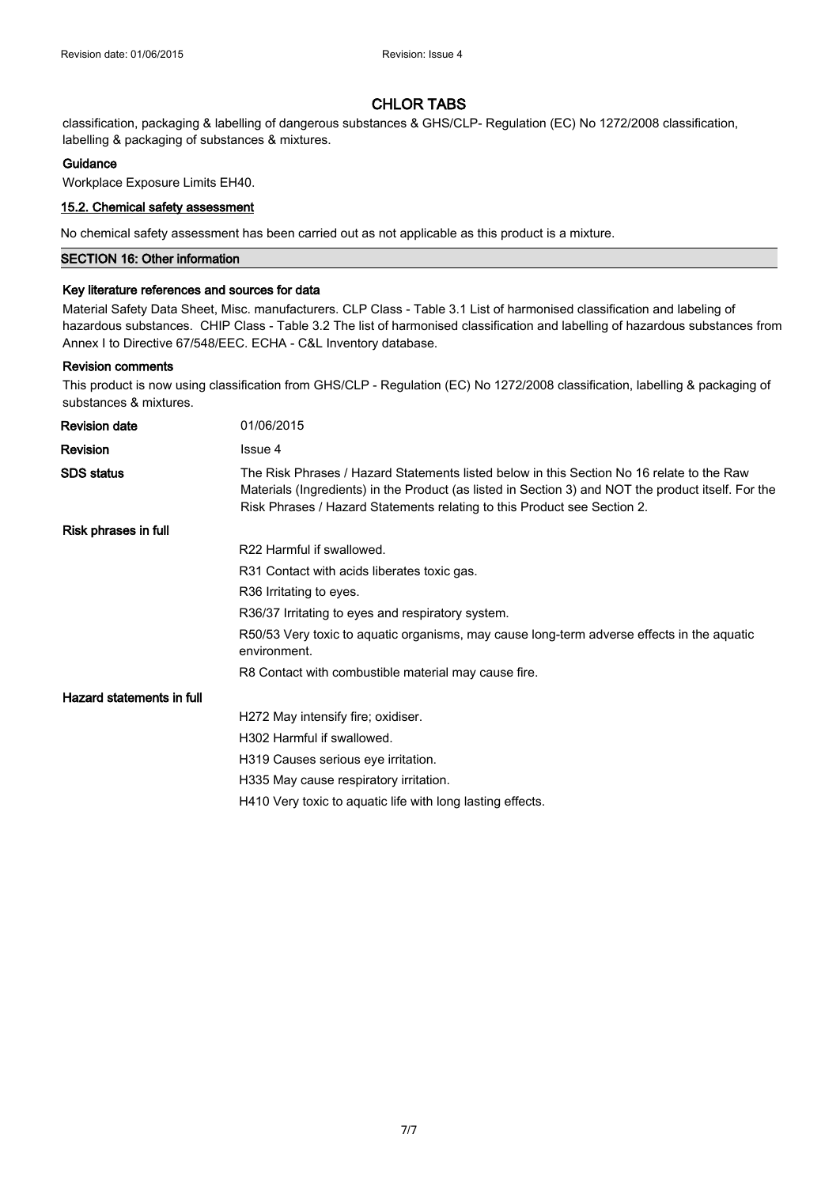classification, packaging & labelling of dangerous substances & GHS/CLP- Regulation (EC) No 1272/2008 classification, labelling & packaging of substances & mixtures.

**Guidance**

Workplace Exposure Limits EH40.

### 15.2. Chemical safety assessment

No chemical safety assessment has been carried out as not applicable as this product is a mixture.

## SECTION 16: Other information

**Key literature references and sources for data**

Material Safety Data Sheet, Misc. manufacturers. CLP Class - Table 3.1 List of harmonised classification and labeling of hazardous substances. CHIP Class - Table 3.2 The list of harmonised classification and labelling of hazardous substances from Annex I to Directive 67/548/EEC. ECHA - C&L Inventory database.

**Revision comments**

This product is now using classification from GHS/CLP - Regulation (EC) No 1272/2008 classification, labelling & packaging of substances & mixtures.

| | |
|---|---|
| **Revision date** | 01/06/2015 |
| **Revision** | Issue 4 |
| **SDS status** | The Risk Phrases / Hazard Statements listed below in this Section No 16 relate to the Raw Materials (Ingredients) in the Product (as listed in Section 3) and NOT the product itself. For the Risk Phrases / Hazard Statements relating to this Product see Section 2. |

**Risk phrases in full**

R22 Harmful if swallowed.

R31 Contact with acids liberates toxic gas.

R36 Irritating to eyes.

R36/37 Irritating to eyes and respiratory system.

R50/53 Very toxic to aquatic organisms, may cause long-term adverse effects in the aquatic environment.

R8 Contact with combustible material may cause fire.

**Hazard statements in full**

H272 May intensify fire; oxidiser.

H302 Harmful if swallowed.

H319 Causes serious eye irritation.

H335 May cause respiratory irritation.

H410 Very toxic to aquatic life with long lasting effects.